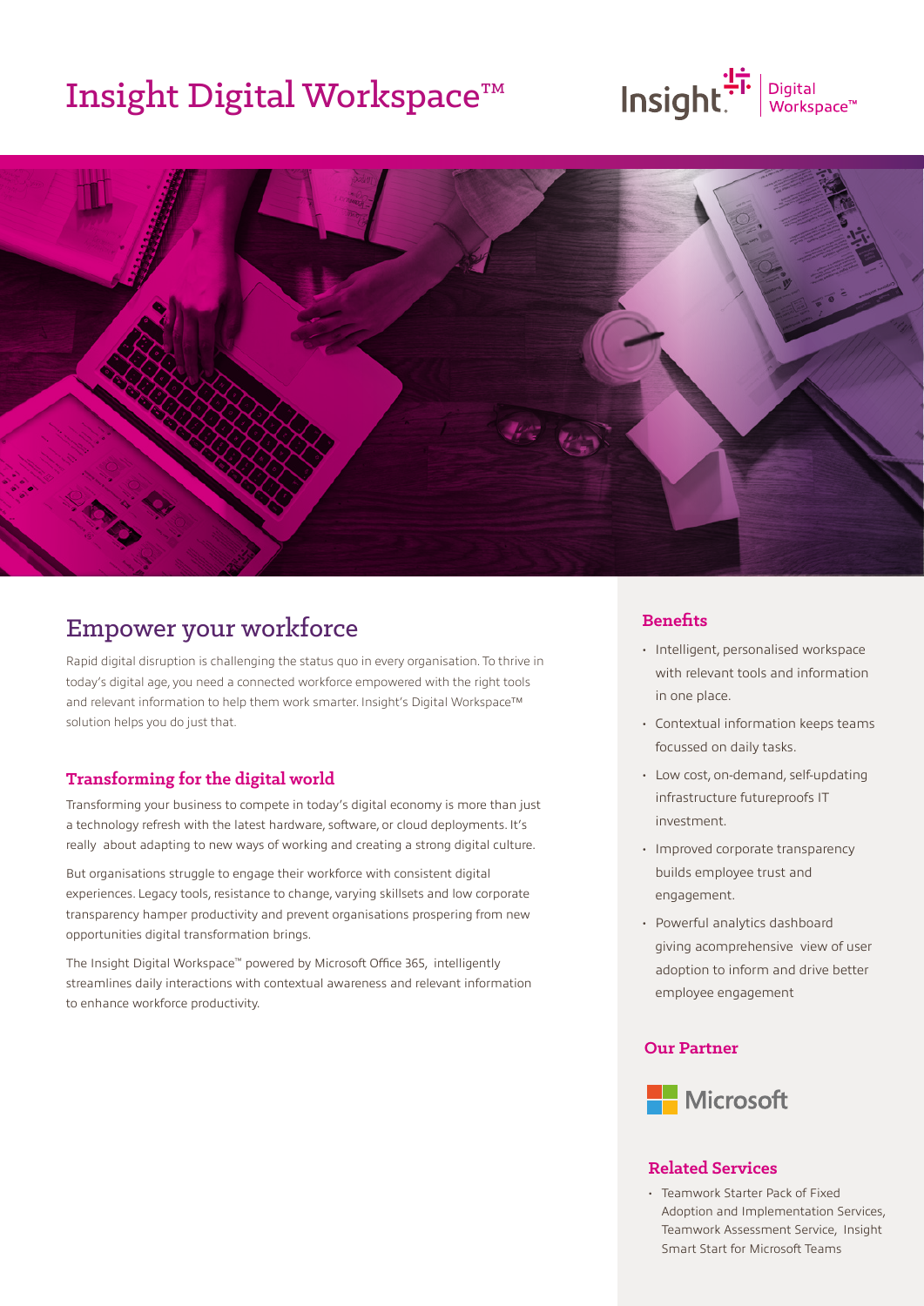# Insight Digital Workspace™

## Empower your workforce

Rapid digital disruption is challenging the status quo in every organisation. To thrive in today's digital age, you need a connected workforce empowered with the right tools and relevant information to help them work smarter. Insight's Digital Workspace™ solution helps you do just that.

### Transforming for the digital world

Transforming your business to compete in today's digital economy is more than just a technology refresh with the latest hardware, software, or cloud deployments. It's really about adapting to new ways of working and creating a strong digital culture.

But organisations struggle to engage their workforce with consistent digital experiences. Legacy tools, resistance to change, varying skillsets and low corporate transparency hamper productivity and prevent organisations prospering from new opportunities digital transformation brings.

The Insight Digital Workspace™ powered by Microsoft Office 365, intelligently streamlines daily interactions with contextual awareness and relevant information to enhance workforce productivity.

### Benefits

- Intelligent, personalised workspace with relevant tools and information in one place.
- Contextual information keeps teams focussed on daily tasks.
- Low cost, on-demand, self-updating infrastructure futureproofs IT investment.
- Improved corporate transparency builds employee trust and engagement.
- Powerful analytics dashboard giving acomprehensive view of user adoption to inform and drive better employee engagement

### Our Partner

Microsoft

### Related Services

- Teamwork Starter Pack of Fixed Adoption and Implementation Services, Teamwork Assessment Service, Insight Smart Start for Microsoft Teams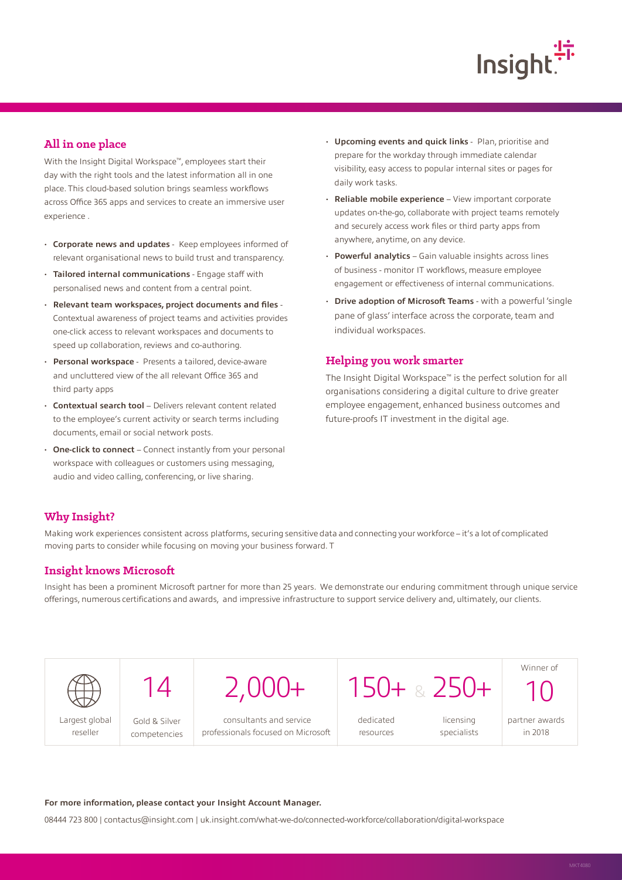## All in one place

With the Insight Digital Workspace™, employees start their day with the right tools and the latest information all in one place. This cloud-based solution brings seamless workflows across Office 365 apps and services to create an immersive user experience .

- **Corporate news and updates** - Keep employees informed of relevant organisational news to build trust and transparency.
- **Tailored internal communications** - Engage staff with personalised news and content from a central point.
- **Relevant team workspaces, project documents and files** - Contextual awareness of project teams and activities provides one-click access to relevant workspaces and documents to speed up collaboration, reviews and co-authoring.
- **Personal workspace** - Presents a tailored, device-aware and uncluttered view of the all relevant Office 365 and third party apps
- **Contextual search tool** – Delivers relevant content related to the employee's current activity or search terms including documents, email or social network posts.
- **One-click to connect** – Connect instantly from your personal workspace with colleagues or customers using messaging, audio and video calling, conferencing, or live sharing.
- **Upcoming events and quick links** - Plan, prioritise and prepare for the workday through immediate calendar visibility, easy access to popular internal sites or pages for daily work tasks.
- **Reliable mobile experience** – View important corporate updates on-the-go, collaborate with project teams remotely and securely access work files or third party apps from anywhere, anytime, on any device.
- **Powerful analytics** – Gain valuable insights across lines of business - monitor IT workflows, measure employee engagement or effectiveness of internal communications.
- **Drive adoption of Microsoft Teams** - with a powerful 'single pane of glass' interface across the corporate, team and individual workspaces.

## Helping you work smarter

The Insight Digital Workspace™ is the perfect solution for all organisations considering a digital culture to drive greater employee engagement, enhanced business outcomes and future-proofs IT investment in the digital age.

## Why Insight?

Making work experiences consistent across platforms, securing sensitive data and connecting your workforce – it's a lot of complicated moving parts to consider while focusing on moving your business forward. T

## Insight knows Microsoft

Insight has been a prominent Microsoft partner for more than 25 years. We demonstrate our enduring commitment through unique service offerings, numerous certifications and awards, and impressive infrastructure to support service delivery and, ultimately, our clients.

| | | | | | |
|---|---|---|---|---|---|
| Largest global reseller | 14 Gold & Silver competencies | 2,000+ consultants and service professionals focused on Microsoft | 150+ dedicated resources | & 250+ licensing specialists | Winner of 10 partner awards in 2018 |

**For more information, please contact your Insight Account Manager.**

08444 723 800 | contactus@insight.com | uk.insight.com/what-we-do/connected-workforce/collaboration/digital-workspace